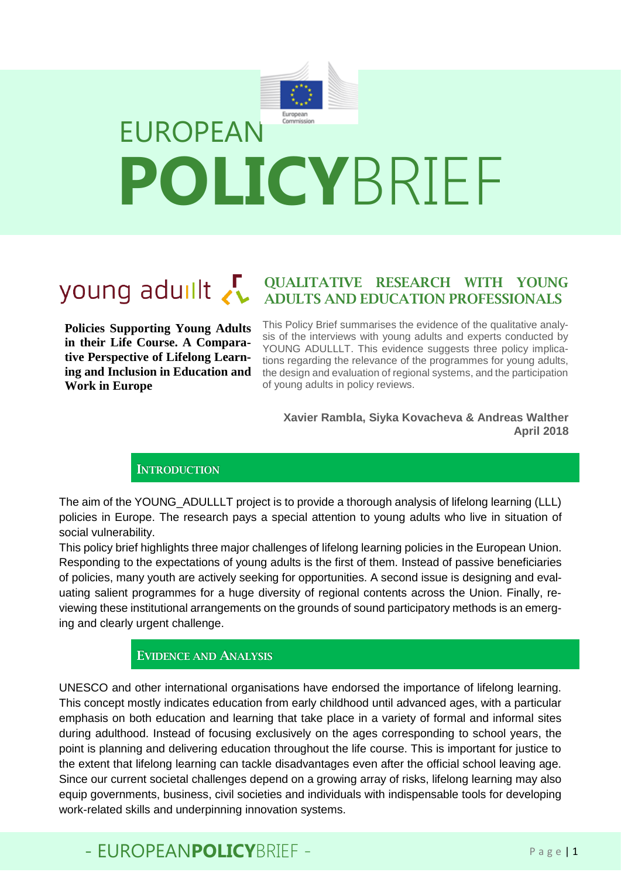# EUROPEAN POLICYBRIEF

young adulllt

## QUALITATIVE RESEARCH WITH YOUNG ADULTS AND EDUCATION PROFESSIONALS

**Policies Supporting Young Adults in their Life Course. A Comparative Perspective of Lifelong Learning and Inclusion in Education and Work in Europe**

This Policy Brief summarises the evidence of the qualitative analysis of the interviews with young adults and experts conducted by YOUNG ADULLLT. This evidence suggests three policy implications regarding the relevance of the programmes for young adults, the design and evaluation of regional systems, and the participation of young adults in policy reviews.

**Xavier Rambla, Siyka Kovacheva & Andreas Walther**
**April 2018**

## INTRODUCTION

The aim of the YOUNG_ADULLLT project is to provide a thorough analysis of lifelong learning (LLL) policies in Europe. The research pays a special attention to young adults who live in situation of social vulnerability.

This policy brief highlights three major challenges of lifelong learning policies in the European Union. Responding to the expectations of young adults is the first of them. Instead of passive beneficiaries of policies, many youth are actively seeking for opportunities. A second issue is designing and evaluating salient programmes for a huge diversity of regional contents across the Union. Finally, reviewing these institutional arrangements on the grounds of sound participatory methods is an emerging and clearly urgent challenge.

## EVIDENCE AND ANALYSIS

UNESCO and other international organisations have endorsed the importance of lifelong learning. This concept mostly indicates education from early childhood until advanced ages, with a particular emphasis on both education and learning that take place in a variety of formal and informal sites during adulthood. Instead of focusing exclusively on the ages corresponding to school years, the point is planning and delivering education throughout the life course. This is important for justice to the extent that lifelong learning can tackle disadvantages even after the official school leaving age. Since our current societal challenges depend on a growing array of risks, lifelong learning may also equip governments, business, civil societies and individuals with indispensable tools for developing work-related skills and underpinning innovation systems.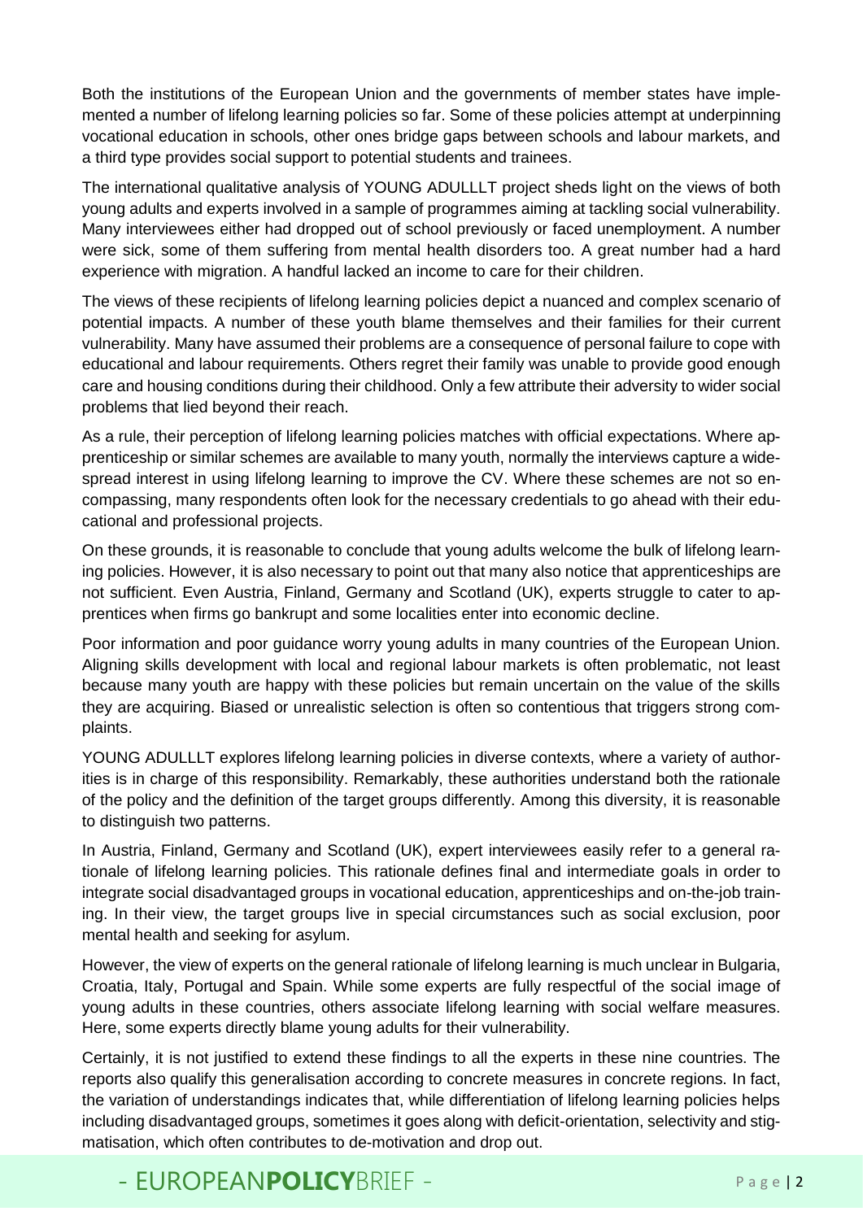Both the institutions of the European Union and the governments of member states have implemented a number of lifelong learning policies so far. Some of these policies attempt at underpinning vocational education in schools, other ones bridge gaps between schools and labour markets, and a third type provides social support to potential students and trainees.

The international qualitative analysis of YOUNG ADULLLT project sheds light on the views of both young adults and experts involved in a sample of programmes aiming at tackling social vulnerability. Many interviewees either had dropped out of school previously or faced unemployment. A number were sick, some of them suffering from mental health disorders too. A great number had a hard experience with migration. A handful lacked an income to care for their children.

The views of these recipients of lifelong learning policies depict a nuanced and complex scenario of potential impacts. A number of these youth blame themselves and their families for their current vulnerability. Many have assumed their problems are a consequence of personal failure to cope with educational and labour requirements. Others regret their family was unable to provide good enough care and housing conditions during their childhood. Only a few attribute their adversity to wider social problems that lied beyond their reach.

As a rule, their perception of lifelong learning policies matches with official expectations. Where apprenticeship or similar schemes are available to many youth, normally the interviews capture a widespread interest in using lifelong learning to improve the CV. Where these schemes are not so encompassing, many respondents often look for the necessary credentials to go ahead with their educational and professional projects.

On these grounds, it is reasonable to conclude that young adults welcome the bulk of lifelong learning policies. However, it is also necessary to point out that many also notice that apprenticeships are not sufficient. Even Austria, Finland, Germany and Scotland (UK), experts struggle to cater to apprentices when firms go bankrupt and some localities enter into economic decline.

Poor information and poor guidance worry young adults in many countries of the European Union. Aligning skills development with local and regional labour markets is often problematic, not least because many youth are happy with these policies but remain uncertain on the value of the skills they are acquiring. Biased or unrealistic selection is often so contentious that triggers strong complaints.

YOUNG ADULLLT explores lifelong learning policies in diverse contexts, where a variety of authorities is in charge of this responsibility. Remarkably, these authorities understand both the rationale of the policy and the definition of the target groups differently. Among this diversity, it is reasonable to distinguish two patterns.

In Austria, Finland, Germany and Scotland (UK), expert interviewees easily refer to a general rationale of lifelong learning policies. This rationale defines final and intermediate goals in order to integrate social disadvantaged groups in vocational education, apprenticeships and on-the-job training. In their view, the target groups live in special circumstances such as social exclusion, poor mental health and seeking for asylum.

However, the view of experts on the general rationale of lifelong learning is much unclear in Bulgaria, Croatia, Italy, Portugal and Spain. While some experts are fully respectful of the social image of young adults in these countries, others associate lifelong learning with social welfare measures. Here, some experts directly blame young adults for their vulnerability.

Certainly, it is not justified to extend these findings to all the experts in these nine countries. The reports also qualify this generalisation according to concrete measures in concrete regions. In fact, the variation of understandings indicates that, while differentiation of lifelong learning policies helps including disadvantaged groups, sometimes it goes along with deficit-orientation, selectivity and stigmatisation, which often contributes to de-motivation and drop out.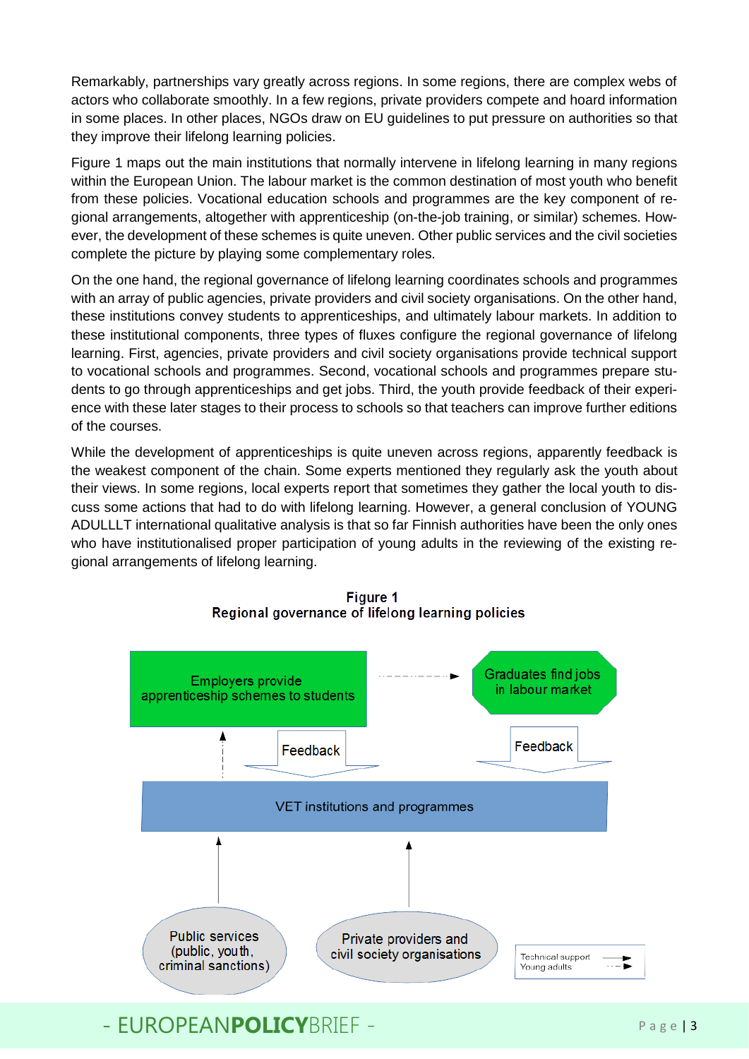Remarkably, partnerships vary greatly across regions. In some regions, there are complex webs of actors who collaborate smoothly. In a few regions, private providers compete and hoard information in some places. In other places, NGOs draw on EU guidelines to put pressure on authorities so that they improve their lifelong learning policies.

Figure 1 maps out the main institutions that normally intervene in lifelong learning in many regions within the European Union. The labour market is the common destination of most youth who benefit from these policies. Vocational education schools and programmes are the key component of regional arrangements, altogether with apprenticeship (on-the-job training, or similar) schemes. However, the development of these schemes is quite uneven. Other public services and the civil societies complete the picture by playing some complementary roles.

On the one hand, the regional governance of lifelong learning coordinates schools and programmes with an array of public agencies, private providers and civil society organisations. On the other hand, these institutions convey students to apprenticeships, and ultimately labour markets. In addition to these institutional components, three types of fluxes configure the regional governance of lifelong learning. First, agencies, private providers and civil society organisations provide technical support to vocational schools and programmes. Second, vocational schools and programmes prepare students to go through apprenticeships and get jobs. Third, the youth provide feedback of their experience with these later stages to their process to schools so that teachers can improve further editions of the courses.

While the development of apprenticeships is quite uneven across regions, apparently feedback is the weakest component of the chain. Some experts mentioned they regularly ask the youth about their views. In some regions, local experts report that sometimes they gather the local youth to discuss some actions that had to do with lifelong learning. However, a general conclusion of YOUNG ADULLLT international qualitative analysis is that so far Finnish authorities have been the only ones who have institutionalised proper participation of young adults in the reviewing of the existing regional arrangements of lifelong learning.

**Figure 1**
**Regional governance of lifelong learning policies**

Employers provide apprenticeship schemes to students

Graduates find jobs in labour market

Feedback

Feedback

VET institutions and programmes

Public services (public, youth, criminal sanctions)

Private providers and civil society organisations

Technical support
Young adults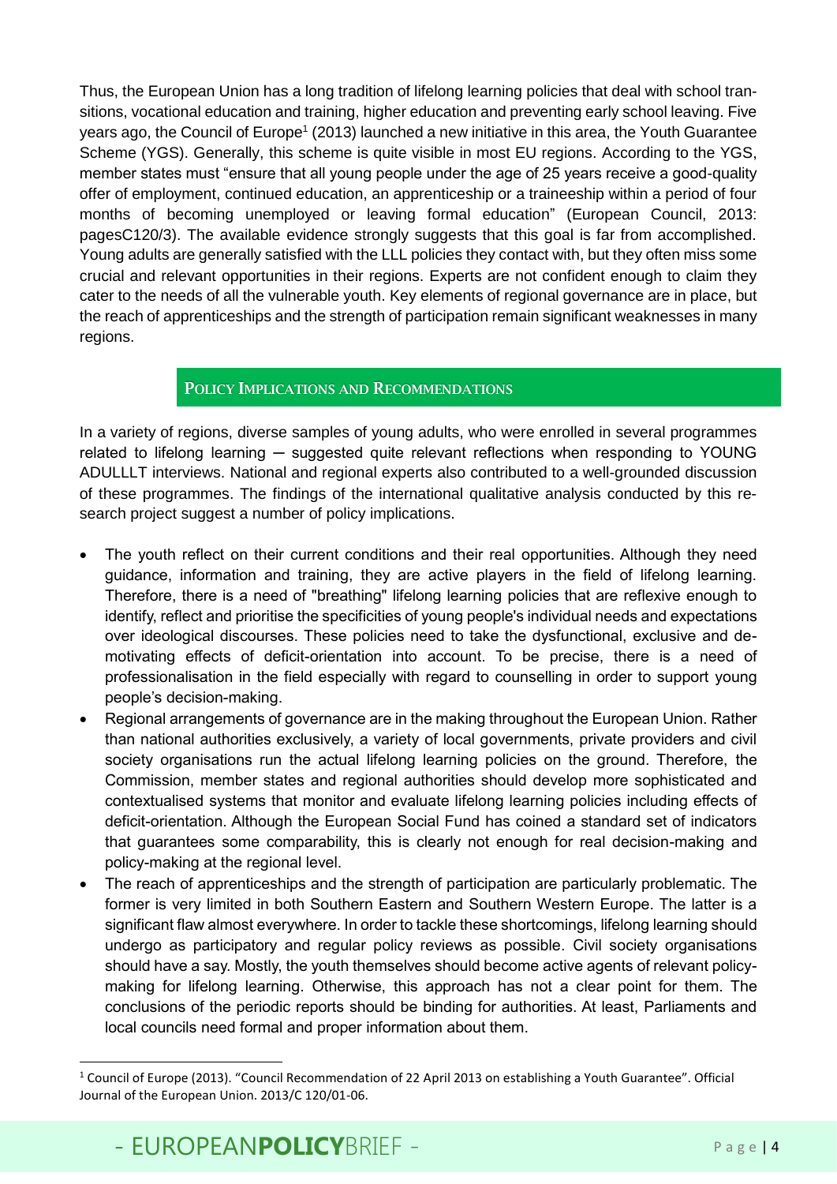Thus, the European Union has a long tradition of lifelong learning policies that deal with school transitions, vocational education and training, higher education and preventing early school leaving. Five years ago, the Council of Europe[1] (2013) launched a new initiative in this area, the Youth Guarantee Scheme (YGS). Generally, this scheme is quite visible in most EU regions. According to the YGS, member states must "ensure that all young people under the age of 25 years receive a good-quality offer of employment, continued education, an apprenticeship or a traineeship within a period of four months of becoming unemployed or leaving formal education" (European Council, 2013: pagesC120/3). The available evidence strongly suggests that this goal is far from accomplished. Young adults are generally satisfied with the LLL policies they contact with, but they often miss some crucial and relevant opportunities in their regions. Experts are not confident enough to claim they cater to the needs of all the vulnerable youth. Key elements of regional governance are in place, but the reach of apprenticeships and the strength of participation remain significant weaknesses in many regions.

## Policy Implications and Recommendations

In a variety of regions, diverse samples of young adults, who were enrolled in several programmes related to lifelong learning ─ suggested quite relevant reflections when responding to YOUNG ADULLLT interviews. National and regional experts also contributed to a well-grounded discussion of these programmes. The findings of the international qualitative analysis conducted by this research project suggest a number of policy implications.

- The youth reflect on their current conditions and their real opportunities. Although they need guidance, information and training, they are active players in the field of lifelong learning. Therefore, there is a need of "breathing" lifelong learning policies that are reflexive enough to identify, reflect and prioritise the specificities of young people's individual needs and expectations over ideological discourses. These policies need to take the dysfunctional, exclusive and de-motivating effects of deficit-orientation into account. To be precise, there is a need of professionalisation in the field especially with regard to counselling in order to support young people's decision-making.
- Regional arrangements of governance are in the making throughout the European Union. Rather than national authorities exclusively, a variety of local governments, private providers and civil society organisations run the actual lifelong learning policies on the ground. Therefore, the Commission, member states and regional authorities should develop more sophisticated and contextualised systems that monitor and evaluate lifelong learning policies including effects of deficit-orientation. Although the European Social Fund has coined a standard set of indicators that guarantees some comparability, this is clearly not enough for real decision-making and policy-making at the regional level.
- The reach of apprenticeships and the strength of participation are particularly problematic. The former is very limited in both Southern Eastern and Southern Western Europe. The latter is a significant flaw almost everywhere. In order to tackle these shortcomings, lifelong learning should undergo as participatory and regular policy reviews as possible. Civil society organisations should have a say. Mostly, the youth themselves should become active agents of relevant policy-making for lifelong learning. Otherwise, this approach has not a clear point for them. The conclusions of the periodic reports should be binding for authorities. At least, Parliaments and local councils need formal and proper information about them.

[1] Council of Europe (2013). "Council Recommendation of 22 April 2013 on establishing a Youth Guarantee". Official Journal of the European Union. 2013/C 120/01-06.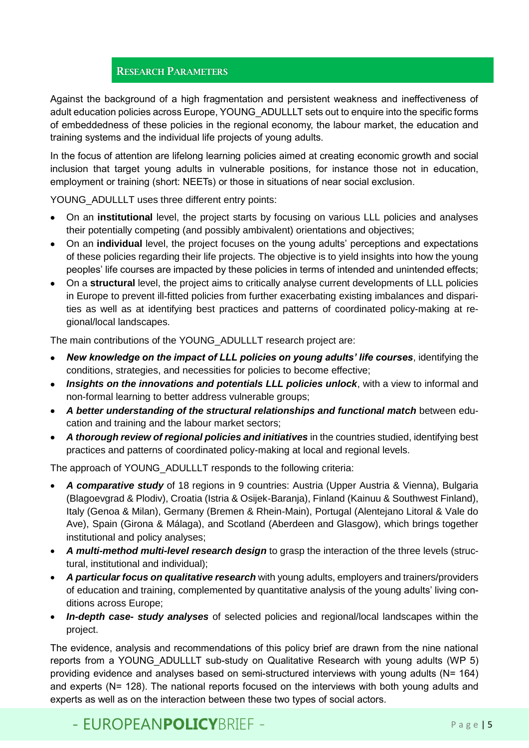## Research Parameters

Against the background of a high fragmentation and persistent weakness and ineffectiveness of adult education policies across Europe, YOUNG_ADULLLT sets out to enquire into the specific forms of embeddedness of these policies in the regional economy, the labour market, the education and training systems and the individual life projects of young adults.

In the focus of attention are lifelong learning policies aimed at creating economic growth and social inclusion that target young adults in vulnerable positions, for instance those not in education, employment or training (short: NEETs) or those in situations of near social exclusion.

YOUNG_ADULLLT uses three different entry points:

- On an **institutional** level, the project starts by focusing on various LLL policies and analyses their potentially competing (and possibly ambivalent) orientations and objectives;
- On an **individual** level, the project focuses on the young adults' perceptions and expectations of these policies regarding their life projects. The objective is to yield insights into how the young peoples' life courses are impacted by these policies in terms of intended and unintended effects;
- On a **structural** level, the project aims to critically analyse current developments of LLL policies in Europe to prevent ill-fitted policies from further exacerbating existing imbalances and disparities as well as at identifying best practices and patterns of coordinated policy-making at regional/local landscapes.

The main contributions of the YOUNG_ADULLLT research project are:

- ***New knowledge on the impact of LLL policies on young adults' life courses***, identifying the conditions, strategies, and necessities for policies to become effective;
- ***Insights on the innovations and potentials LLL policies unlock***, with a view to informal and non-formal learning to better address vulnerable groups;
- ***A better understanding of the structural relationships and functional match*** between education and training and the labour market sectors;
- ***A thorough review of regional policies and initiatives*** in the countries studied, identifying best practices and patterns of coordinated policy-making at local and regional levels.

The approach of YOUNG_ADULLLT responds to the following criteria:

- ***A comparative study*** of 18 regions in 9 countries: Austria (Upper Austria & Vienna), Bulgaria (Blagoevgrad & Plodiv), Croatia (Istria & Osijek-Baranja), Finland (Kainuu & Southwest Finland), Italy (Genoa & Milan), Germany (Bremen & Rhein-Main), Portugal (Alentejano Litoral & Vale do Ave), Spain (Girona & Málaga), and Scotland (Aberdeen and Glasgow), which brings together institutional and policy analyses;
- ***A multi-method multi-level research design*** to grasp the interaction of the three levels (structural, institutional and individual);
- ***A particular focus on qualitative research*** with young adults, employers and trainers/providers of education and training, complemented by quantitative analysis of the young adults' living conditions across Europe;
- ***In-depth case- study analyses*** of selected policies and regional/local landscapes within the project.

The evidence, analysis and recommendations of this policy brief are drawn from the nine national reports from a YOUNG_ADULLLT sub-study on Qualitative Research with young adults (WP 5) providing evidence and analyses based on semi-structured interviews with young adults (N= 164) and experts (N= 128). The national reports focused on the interviews with both young adults and experts as well as on the interaction between these two types of social actors.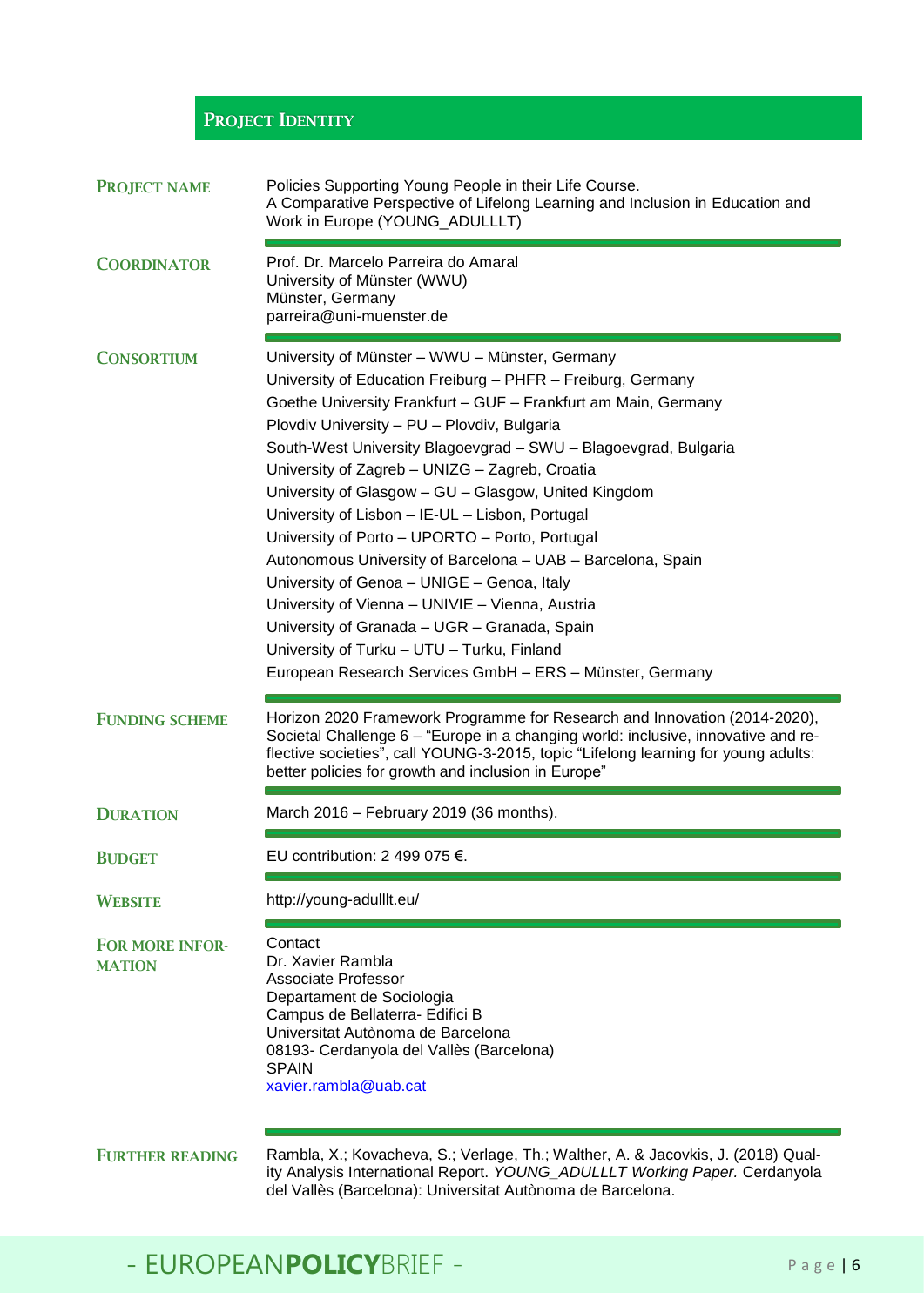## Project Identity

| | |
|---|---|
| **PROJECT NAME** | Policies Supporting Young People in their Life Course. A Comparative Perspective of Lifelong Learning and Inclusion in Education and Work in Europe (YOUNG_ADULLLT) |
| **COORDINATOR** | Prof. Dr. Marcelo Parreira do Amaral<br>University of Münster (WWU)<br>Münster, Germany<br>parreira@uni-muenster.de |
| **CONSORTIUM** | University of Münster – WWU – Münster, Germany<br>University of Education Freiburg – PHFR – Freiburg, Germany<br>Goethe University Frankfurt – GUF – Frankfurt am Main, Germany<br>Plovdiv University – PU – Plovdiv, Bulgaria<br>South-West University Blagoevgrad – SWU – Blagoevgrad, Bulgaria<br>University of Zagreb – UNIZG – Zagreb, Croatia<br>University of Glasgow – GU – Glasgow, United Kingdom<br>University of Lisbon – IE-UL – Lisbon, Portugal<br>University of Porto – UPORTO – Porto, Portugal<br>Autonomous University of Barcelona – UAB – Barcelona, Spain<br>University of Genoa – UNIGE – Genoa, Italy<br>University of Vienna – UNIVIE – Vienna, Austria<br>University of Granada – UGR – Granada, Spain<br>University of Turku – UTU – Turku, Finland<br>European Research Services GmbH – ERS – Münster, Germany |
| **FUNDING SCHEME** | Horizon 2020 Framework Programme for Research and Innovation (2014-2020), Societal Challenge 6 – "Europe in a changing world: inclusive, innovative and reflective societies", call YOUNG-3-2015, topic "Lifelong learning for young adults: better policies for growth and inclusion in Europe" |
| **DURATION** | March 2016 – February 2019 (36 months). |
| **BUDGET** | EU contribution: 2 499 075 €. |
| **WEBSITE** | http://young-adulllt.eu/ |
| **FOR MORE INFORMATION** | Contact<br>Dr. Xavier Rambla<br>Associate Professor<br>Departament de Sociologia<br>Campus de Bellaterra- Edifici B<br>Universitat Autònoma de Barcelona<br>08193- Cerdanyola del Vallès (Barcelona)<br>SPAIN<br>xavier.rambla@uab.cat |
| **FURTHER READING** | Rambla, X.; Kovacheva, S.; Verlage, Th.; Walther, A. & Jacovkis, J. (2018) Quality Analysis International Report. *YOUNG_ADULLLT Working Paper.* Cerdanyola del Vallès (Barcelona): Universitat Autònoma de Barcelona. |